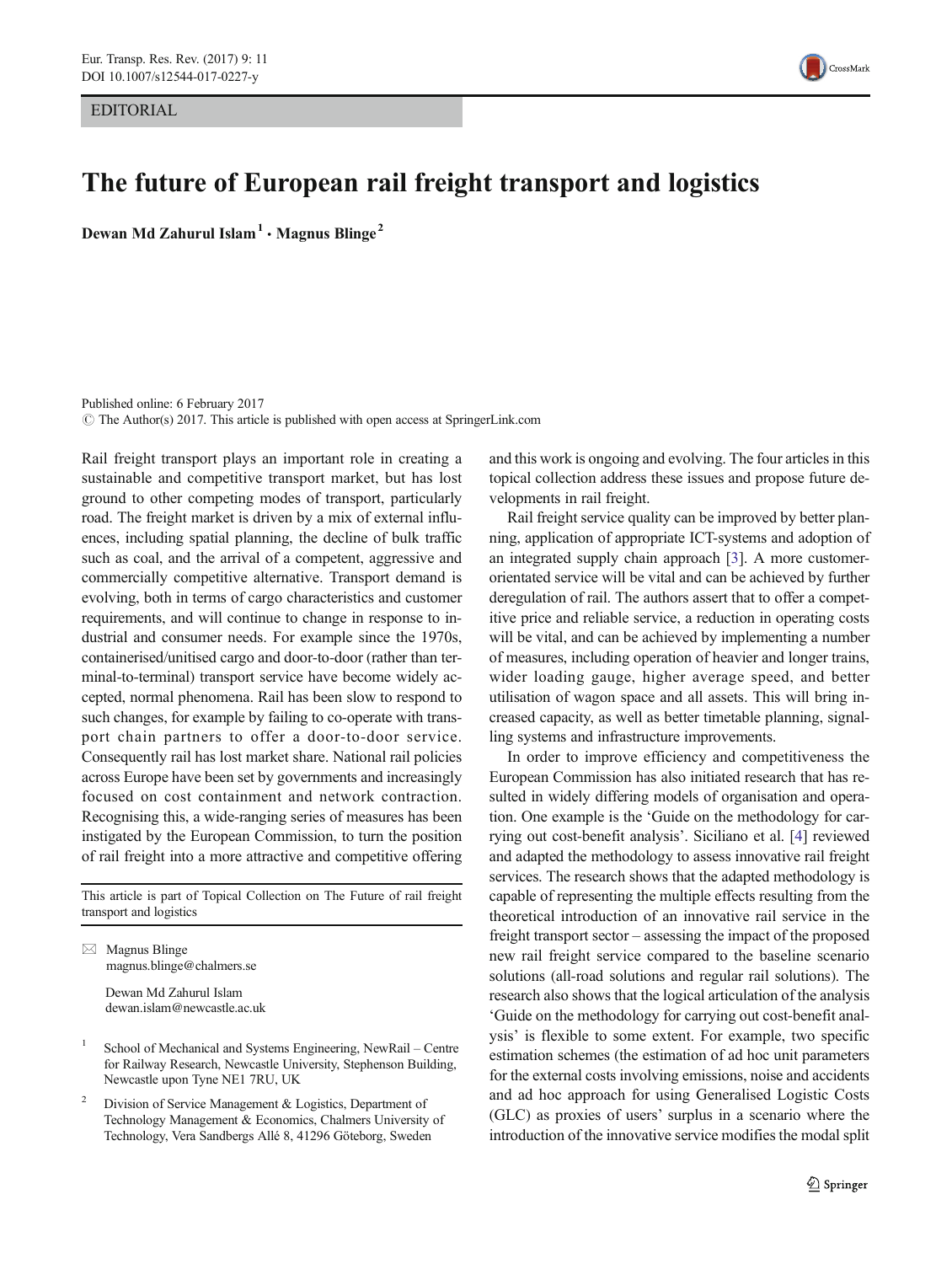EDITORIAL

# The future of European rail freight transport and logistics

**Dewan Md Zahurul Islam** [1] · **Magnus Blinge** [2]

Published online: 6 February 2017
© The Author(s) 2017. This article is published with open access at SpringerLink.com

Rail freight transport plays an important role in creating a sustainable and competitive transport market, but has lost ground to other competing modes of transport, particularly road. The freight market is driven by a mix of external influences, including spatial planning, the decline of bulk traffic such as coal, and the arrival of a competent, aggressive and commercially competitive alternative. Transport demand is evolving, both in terms of cargo characteristics and customer requirements, and will continue to change in response to industrial and consumer needs. For example since the 1970s, containerised/unitised cargo and door-to-door (rather than terminal-to-terminal) transport service have become widely accepted, normal phenomena. Rail has been slow to respond to such changes, for example by failing to co-operate with transport chain partners to offer a door-to-door service. Consequently rail has lost market share. National rail policies across Europe have been set by governments and increasingly focused on cost containment and network contraction. Recognising this, a wide-ranging series of measures has been instigated by the European Commission, to turn the position of rail freight into a more attractive and competitive offering and this work is ongoing and evolving. The four articles in this topical collection address these issues and propose future developments in rail freight.

Rail freight service quality can be improved by better planning, application of appropriate ICT-systems and adoption of an integrated supply chain approach [3]. A more customer-orientated service will be vital and can be achieved by further deregulation of rail. The authors assert that to offer a competitive price and reliable service, a reduction in operating costs will be vital, and can be achieved by implementing a number of measures, including operation of heavier and longer trains, wider loading gauge, higher average speed, and better utilisation of wagon space and all assets. This will bring increased capacity, as well as better timetable planning, signalling systems and infrastructure improvements.

In order to improve efficiency and competitiveness the European Commission has also initiated research that has resulted in widely differing models of organisation and operation. One example is the 'Guide on the methodology for carrying out cost-benefit analysis'. Siciliano et al. [4] reviewed and adapted the methodology to assess innovative rail freight services. The research shows that the adapted methodology is capable of representing the multiple effects resulting from the theoretical introduction of an innovative rail service in the freight transport sector – assessing the impact of the proposed new rail freight service compared to the baseline scenario solutions (all-road solutions and regular rail solutions). The research also shows that the logical articulation of the analysis 'Guide on the methodology for carrying out cost-benefit analysis' is flexible to some extent. For example, two specific estimation schemes (the estimation of ad hoc unit parameters for the external costs involving emissions, noise and accidents and ad hoc approach for using Generalised Logistic Costs (GLC) as proxies of users' surplus in a scenario where the introduction of the innovative service modifies the modal split

---

This article is part of Topical Collection on The Future of rail freight transport and logistics

✉ Magnus Blinge
magnus.blinge@chalmers.se

Dewan Md Zahurul Islam
dewan.islam@newcastle.ac.uk

[1] School of Mechanical and Systems Engineering, NewRail – Centre for Railway Research, Newcastle University, Stephenson Building, Newcastle upon Tyne NE1 7RU, UK

[2] Division of Service Management & Logistics, Department of Technology Management & Economics, Chalmers University of Technology, Vera Sandbergs Allé 8, 41296 Göteborg, Sweden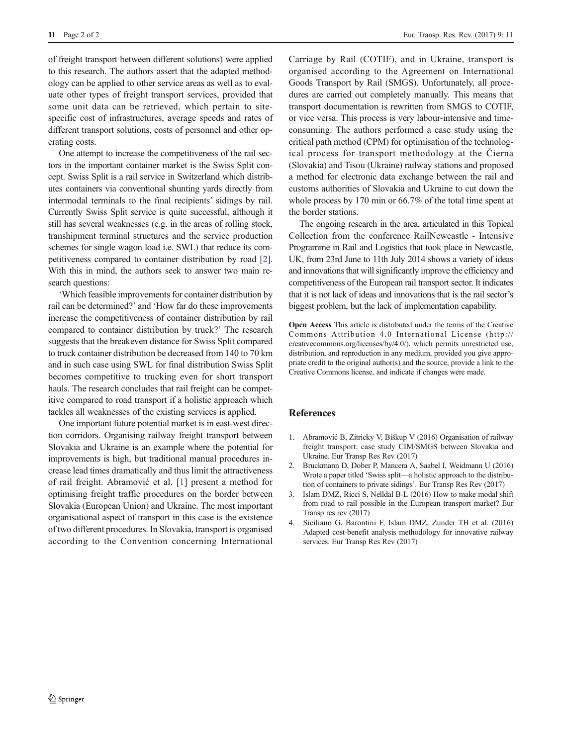of freight transport between different solutions) were applied to this research. The authors assert that the adapted methodology can be applied to other service areas as well as to evaluate other types of freight transport services, provided that some unit data can be retrieved, which pertain to site-specific cost of infrastructures, average speeds and rates of different transport solutions, costs of personnel and other operating costs.

One attempt to increase the competitiveness of the rail sectors in the important container market is the Swiss Split concept. Swiss Split is a rail service in Switzerland which distributes containers via conventional shunting yards directly from intermodal terminals to the final recipients' sidings by rail. Currently Swiss Split service is quite successful, although it still has several weaknesses (e.g. in the areas of rolling stock, transhipment terminal structures and the service production schemes for single wagon load i.e. SWL) that reduce its competitiveness compared to container distribution by road [2]. With this in mind, the authors seek to answer two main research questions:

'Which feasible improvements for container distribution by rail can be determined?' and 'How far do these improvements increase the competitiveness of container distribution by rail compared to container distribution by truck?' The research suggests that the breakeven distance for Swiss Split compared to truck container distribution be decreased from 140 to 70 km and in such case using SWL for final distribution Swiss Split becomes competitive to trucking even for short transport hauls. The research concludes that rail freight can be competitive compared to road transport if a holistic approach which tackles all weaknesses of the existing services is applied.

One important future potential market is in east-west direction corridors. Organising railway freight transport between Slovakia and Ukraine is an example where the potential for improvements is high, but traditional manual procedures increase lead times dramatically and thus limit the attractiveness of rail freight. Abramović et al. [1] present a method for optimising freight traffic procedures on the border between Slovakia (European Union) and Ukraine. The most important organisational aspect of transport in this case is the existence of two different procedures. In Slovakia, transport is organised according to the Convention concerning International Carriage by Rail (COTIF), and in Ukraine, transport is organised according to the Agreement on International Goods Transport by Rail (SMGS). Unfortunately, all procedures are carried out completely manually. This means that transport documentation is rewritten from SMGS to COTIF, or vice versa. This process is very labour-intensive and time-consuming. The authors performed a case study using the critical path method (CPM) for optimisation of the technological process for transport methodology at the Čierna (Slovakia) and Tisou (Ukraine) railway stations and proposed a method for electronic data exchange between the rail and customs authorities of Slovakia and Ukraine to cut down the whole process by 170 min or 66.7% of the total time spent at the border stations.

The ongoing research in the area, articulated in this Topical Collection from the conference RailNewcastle - Intensive Programme in Rail and Logistics that took place in Newcastle, UK, from 23rd June to 11th July 2014 shows a variety of ideas and innovations that will significantly improve the efficiency and competitiveness of the European rail transport sector. It indicates that it is not lack of ideas and innovations that is the rail sector's biggest problem, but the lack of implementation capability.

**Open Access** This article is distributed under the terms of the Creative Commons Attribution 4.0 International License (http://creativecommons.org/licenses/by/4.0/), which permits unrestricted use, distribution, and reproduction in any medium, provided you give appropriate credit to the original author(s) and the source, provide a link to the Creative Commons license, and indicate if changes were made.

## References

1. Abramović B, Zitricky V, Biškup V (2016) Organisation of railway freight transport: case study CIM/SMGS between Slovakia and Ukraine. Eur Transp Res Rev (2017)
2. Bruckmann D, Dober P, Mancera A, Saabel I, Weidmann U (2016) Wrote a paper titled 'Swiss split—a holistic approach to the distribution of containers to private sidings'. Eur Transp Res Rev (2017)
3. Islam DMZ, Ricci S, Nelldal B-L (2016) How to make modal shift from road to rail possible in the European transport market? Eur Transp res rev (2017)
4. Siciliano G, Barontini F, Islam DMZ, Zunder TH et al. (2016) Adapted cost-benefit analysis methodology for innovative railway services. Eur Transp Res Rev (2017)